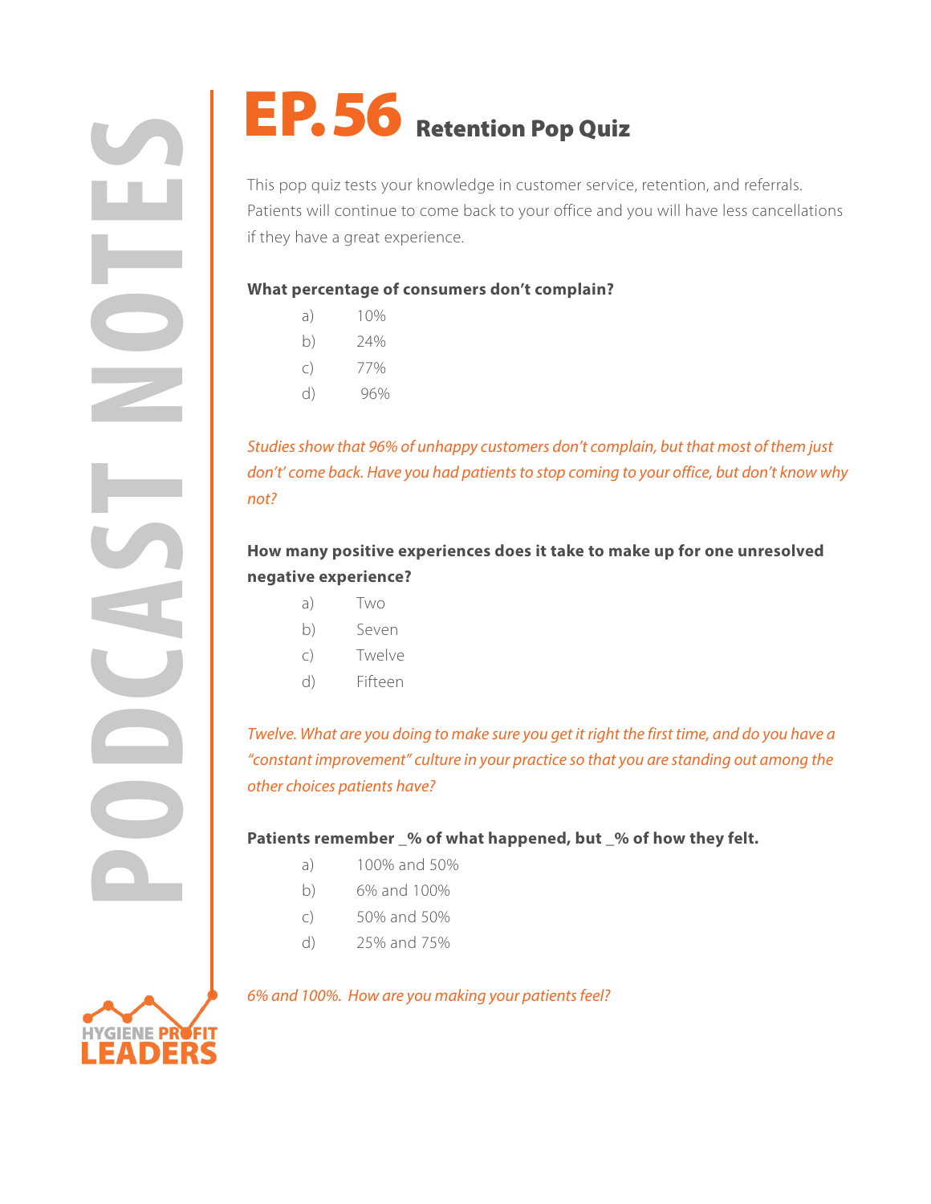# EP. 56 Retention Pop Quiz

This pop quiz tests your knowledge in customer service, retention, and referrals. Patients will continue to come back to your office and you will have less cancellations if they have a great experience.

**What percentage of consumers don't complain?**

- a) 10%
- b) 24%
- c) 77%
- d) 96%

*Studies show that 96% of unhappy customers don't complain, but that most of them just don't' come back. Have you had patients to stop coming to your office, but don't know why not?*

**How many positive experiences does it take to make up for one unresolved negative experience?**

- a) Two
- b) Seven
- c) Twelve
- d) Fifteen

*Twelve. What are you doing to make sure you get it right the first time, and do you have a "constant improvement" culture in your practice so that you are standing out among the other choices patients have?*

**Patients remember _% of what happened, but _% of how they felt.**

- a) 100% and 50%
- b) 6% and 100%
- c) 50% and 50%
- d) 25% and 75%

*6% and 100%. How are you making your patients feel?*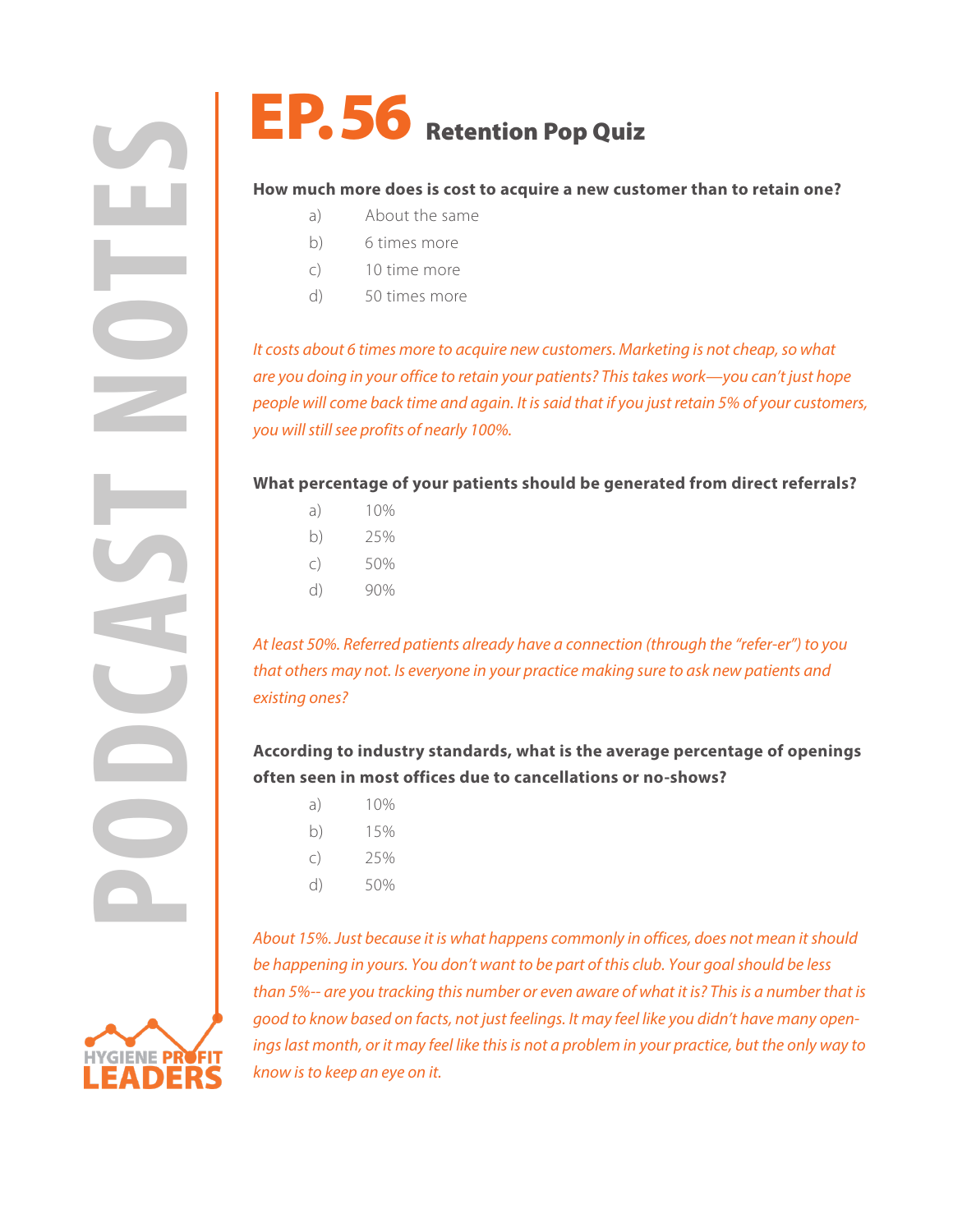# EP. 56 Retention Pop Quiz

**How much more does is cost to acquire a new customer than to retain one?**

a) About the same
b) 6 times more
c) 10 time more
d) 50 times more

*It costs about 6 times more to acquire new customers. Marketing is not cheap, so what are you doing in your office to retain your patients? This takes work—you can't just hope people will come back time and again. It is said that if you just retain 5% of your customers, you will still see profits of nearly 100%.*

**What percentage of your patients should be generated from direct referrals?**

a) 10%
b) 25%
c) 50%
d) 90%

*At least 50%. Referred patients already have a connection (through the "refer-er") to you that others may not. Is everyone in your practice making sure to ask new patients and existing ones?*

**According to industry standards, what is the average percentage of openings often seen in most offices due to cancellations or no-shows?**

a) 10%
b) 15%
c) 25%
d) 50%

*About 15%. Just because it is what happens commonly in offices, does not mean it should be happening in yours. You don't want to be part of this club. Your goal should be less than 5%-- are you tracking this number or even aware of what it is? This is a number that is good to know based on facts, not just feelings. It may feel like you didn't have many openings last month, or it may feel like this is not a problem in your practice, but the only way to know is to keep an eye on it.*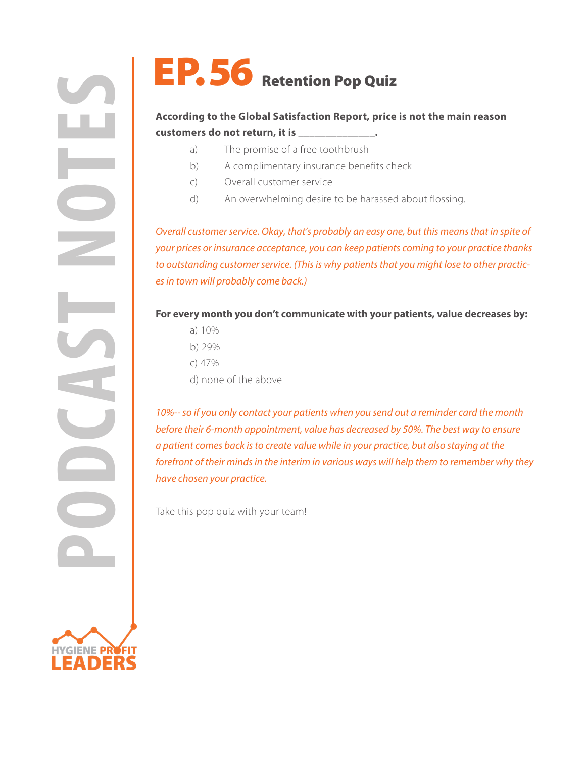# EP. 56 Retention Pop Quiz

**According to the Global Satisfaction Report, price is not the main reason customers do not return, it is ______________.**

a) The promise of a free toothbrush

b) A complimentary insurance benefits check

c) Overall customer service

d) An overwhelming desire to be harassed about flossing.

*Overall customer service. Okay, that's probably an easy one, but this means that in spite of your prices or insurance acceptance, you can keep patients coming to your practice thanks to outstanding customer service. (This is why patients that you might lose to other practices in town will probably come back.)*

**For every month you don't communicate with your patients, value decreases by:**

a) 10%

b) 29%

c) 47%

d) none of the above

*10%-- so if you only contact your patients when you send out a reminder card the month before their 6-month appointment, value has decreased by 50%. The best way to ensure a patient comes back is to create value while in your practice, but also staying at the forefront of their minds in the interim in various ways will help them to remember why they have chosen your practice.*

Take this pop quiz with your team!